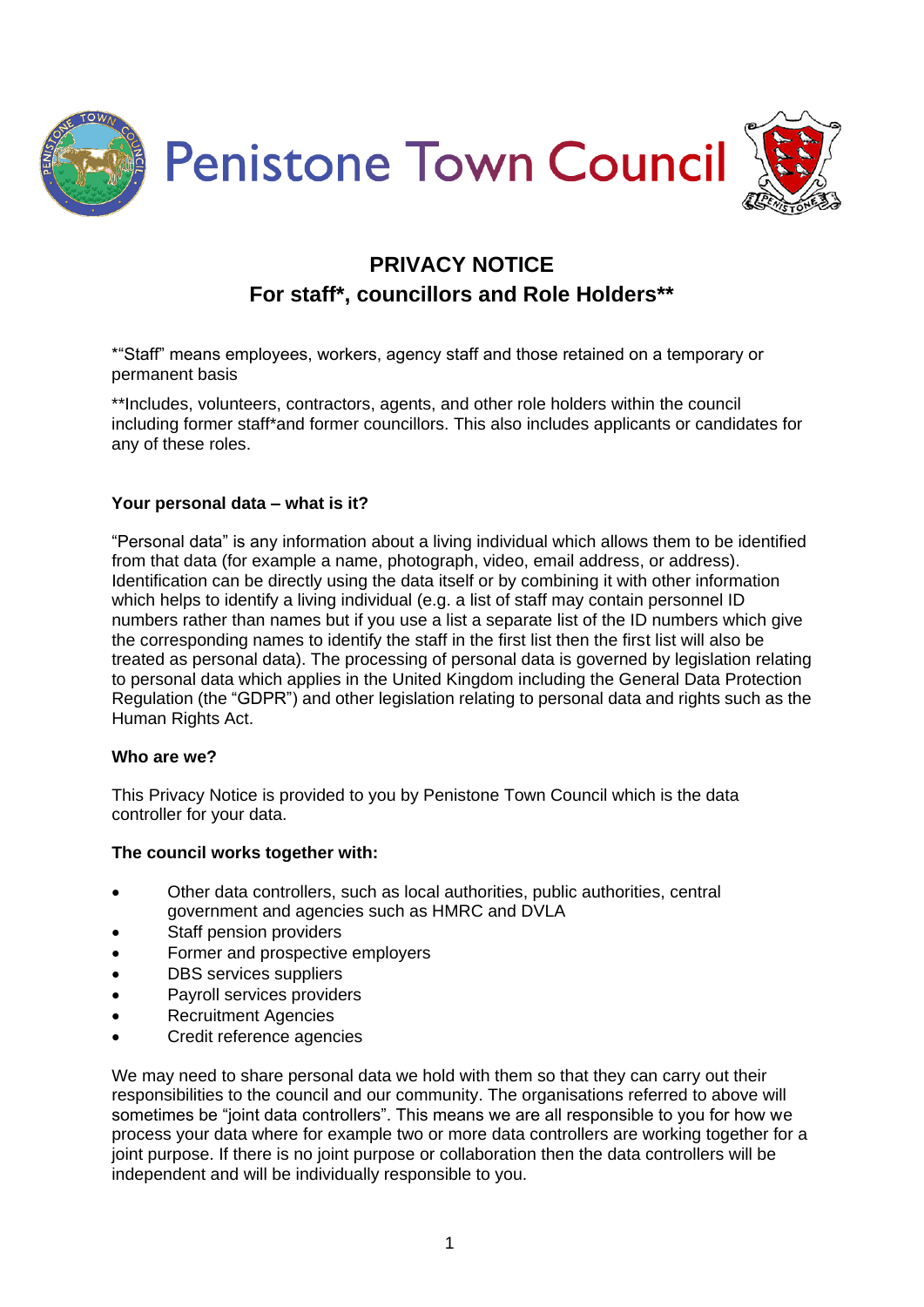# Penistone Town Council

## PRIVACY NOTICE
## For staff*, councillors and Role Holders**

*"Staff" means employees, workers, agency staff and those retained on a temporary or permanent basis

**Includes, volunteers, contractors, agents, and other role holders within the council including former staff*and former councillors. This also includes applicants or candidates for any of these roles.

### Your personal data – what is it?

"Personal data" is any information about a living individual which allows them to be identified from that data (for example a name, photograph, video, email address, or address). Identification can be directly using the data itself or by combining it with other information which helps to identify a living individual (e.g. a list of staff may contain personnel ID numbers rather than names but if you use a list a separate list of the ID numbers which give the corresponding names to identify the staff in the first list then the first list will also be treated as personal data). The processing of personal data is governed by legislation relating to personal data which applies in the United Kingdom including the General Data Protection Regulation (the "GDPR") and other legislation relating to personal data and rights such as the Human Rights Act.

### Who are we?

This Privacy Notice is provided to you by Penistone Town Council which is the data controller for your data.

### The council works together with:

- Other data controllers, such as local authorities, public authorities, central government and agencies such as HMRC and DVLA
- Staff pension providers
- Former and prospective employers
- DBS services suppliers
- Payroll services providers
- Recruitment Agencies
- Credit reference agencies

We may need to share personal data we hold with them so that they can carry out their responsibilities to the council and our community. The organisations referred to above will sometimes be "joint data controllers". This means we are all responsible to you for how we process your data where for example two or more data controllers are working together for a joint purpose. If there is no joint purpose or collaboration then the data controllers will be independent and will be individually responsible to you.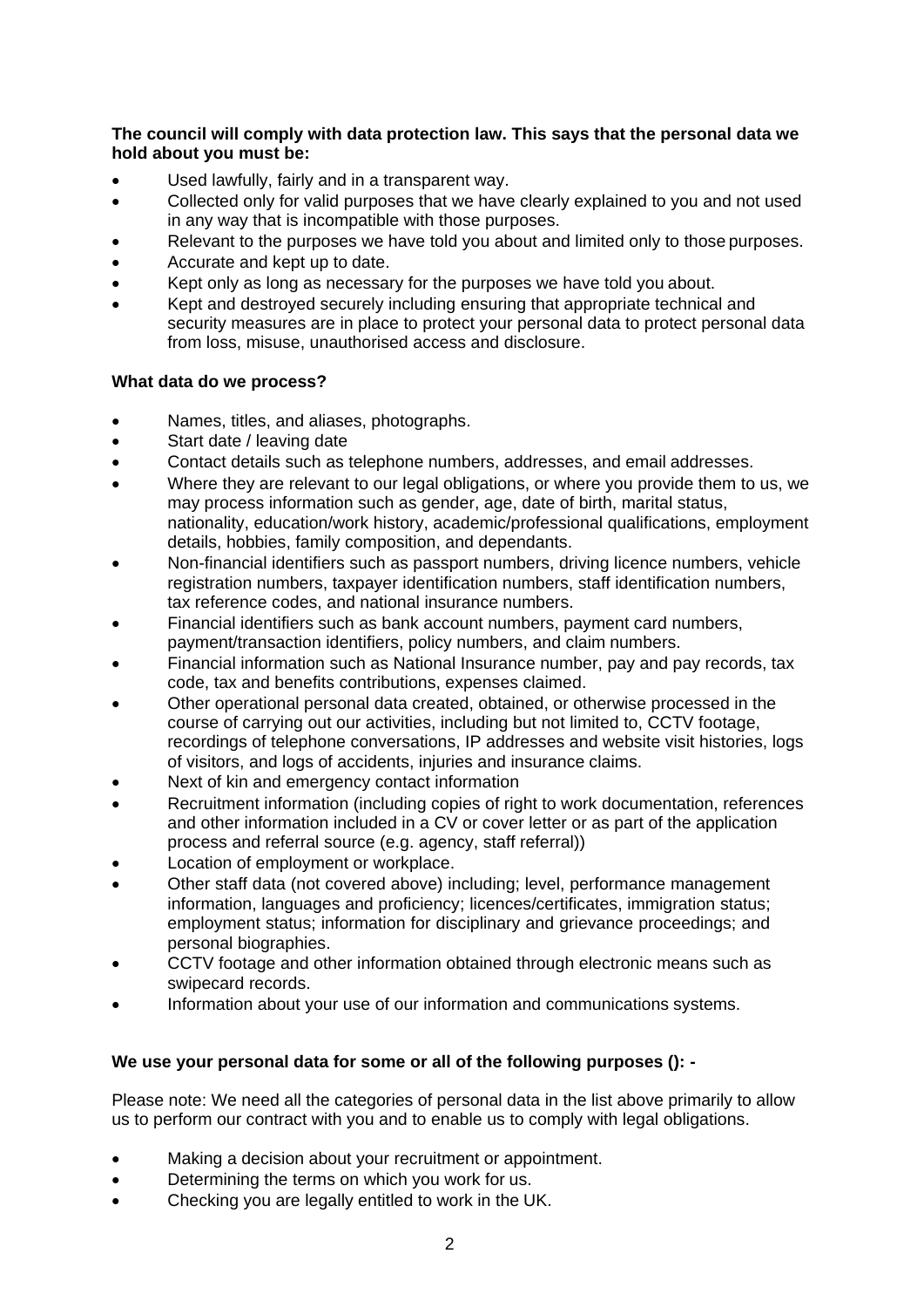**The council will comply with data protection law. This says that the personal data we hold about you must be:**

- Used lawfully, fairly and in a transparent way.
- Collected only for valid purposes that we have clearly explained to you and not used in any way that is incompatible with those purposes.
- Relevant to the purposes we have told you about and limited only to those purposes.
- Accurate and kept up to date.
- Kept only as long as necessary for the purposes we have told you about.
- Kept and destroyed securely including ensuring that appropriate technical and security measures are in place to protect your personal data to protect personal data from loss, misuse, unauthorised access and disclosure.

**What data do we process?**

- Names, titles, and aliases, photographs.
- Start date / leaving date
- Contact details such as telephone numbers, addresses, and email addresses.
- Where they are relevant to our legal obligations, or where you provide them to us, we may process information such as gender, age, date of birth, marital status, nationality, education/work history, academic/professional qualifications, employment details, hobbies, family composition, and dependants.
- Non-financial identifiers such as passport numbers, driving licence numbers, vehicle registration numbers, taxpayer identification numbers, staff identification numbers, tax reference codes, and national insurance numbers.
- Financial identifiers such as bank account numbers, payment card numbers, payment/transaction identifiers, policy numbers, and claim numbers.
- Financial information such as National Insurance number, pay and pay records, tax code, tax and benefits contributions, expenses claimed.
- Other operational personal data created, obtained, or otherwise processed in the course of carrying out our activities, including but not limited to, CCTV footage, recordings of telephone conversations, IP addresses and website visit histories, logs of visitors, and logs of accidents, injuries and insurance claims.
- Next of kin and emergency contact information
- Recruitment information (including copies of right to work documentation, references and other information included in a CV or cover letter or as part of the application process and referral source (e.g. agency, staff referral))
- Location of employment or workplace.
- Other staff data (not covered above) including; level, performance management information, languages and proficiency; licences/certificates, immigration status; employment status; information for disciplinary and grievance proceedings; and personal biographies.
- CCTV footage and other information obtained through electronic means such as swipecard records.
- Information about your use of our information and communications systems.

**We use your personal data for some or all of the following purposes (): -**

Please note: We need all the categories of personal data in the list above primarily to allow us to perform our contract with you and to enable us to comply with legal obligations.

- Making a decision about your recruitment or appointment.
- Determining the terms on which you work for us.
- Checking you are legally entitled to work in the UK.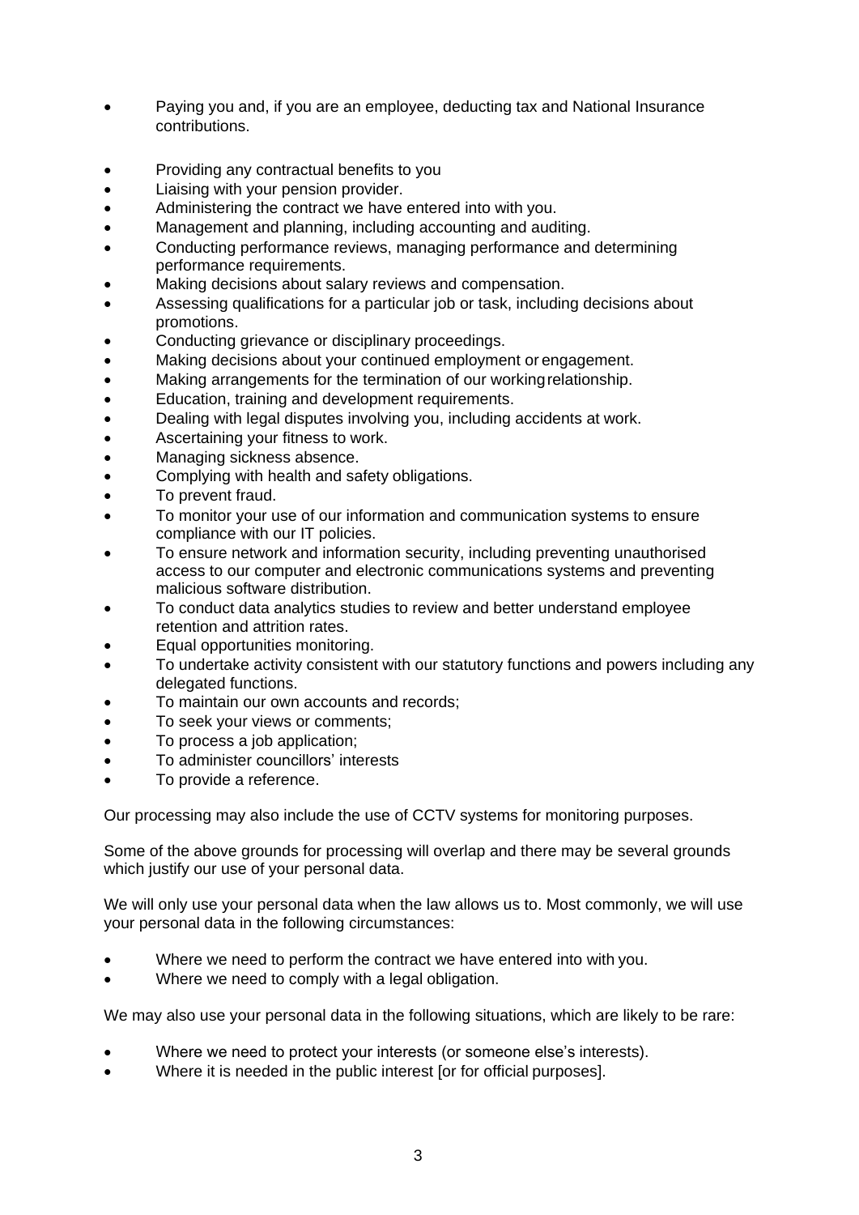- Paying you and, if you are an employee, deducting tax and National Insurance contributions.

- Providing any contractual benefits to you
- Liaising with your pension provider.
- Administering the contract we have entered into with you.
- Management and planning, including accounting and auditing.
- Conducting performance reviews, managing performance and determining performance requirements.
- Making decisions about salary reviews and compensation.
- Assessing qualifications for a particular job or task, including decisions about promotions.
- Conducting grievance or disciplinary proceedings.
- Making decisions about your continued employment or engagement.
- Making arrangements for the termination of our working relationship.
- Education, training and development requirements.
- Dealing with legal disputes involving you, including accidents at work.
- Ascertaining your fitness to work.
- Managing sickness absence.
- Complying with health and safety obligations.
- To prevent fraud.
- To monitor your use of our information and communication systems to ensure compliance with our IT policies.
- To ensure network and information security, including preventing unauthorised access to our computer and electronic communications systems and preventing malicious software distribution.
- To conduct data analytics studies to review and better understand employee retention and attrition rates.
- Equal opportunities monitoring.
- To undertake activity consistent with our statutory functions and powers including any delegated functions.
- To maintain our own accounts and records;
- To seek your views or comments;
- To process a job application;
- To administer councillors' interests
- To provide a reference.

Our processing may also include the use of CCTV systems for monitoring purposes.

Some of the above grounds for processing will overlap and there may be several grounds which justify our use of your personal data.

We will only use your personal data when the law allows us to. Most commonly, we will use your personal data in the following circumstances:

- Where we need to perform the contract we have entered into with you.
- Where we need to comply with a legal obligation.

We may also use your personal data in the following situations, which are likely to be rare:

- Where we need to protect your interests (or someone else's interests).
- Where it is needed in the public interest [or for official purposes].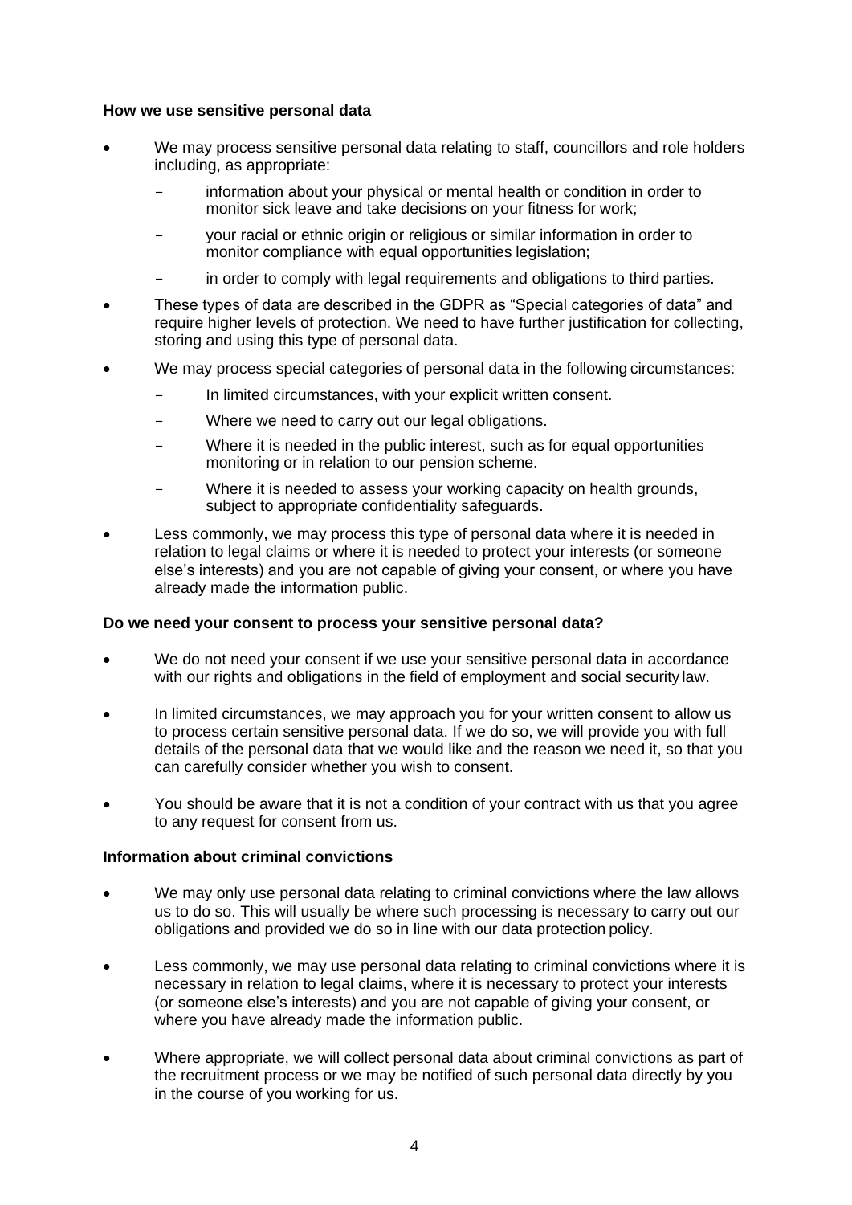**How we use sensitive personal data**

- We may process sensitive personal data relating to staff, councillors and role holders including, as appropriate:
  - information about your physical or mental health or condition in order to monitor sick leave and take decisions on your fitness for work;
  - your racial or ethnic origin or religious or similar information in order to monitor compliance with equal opportunities legislation;
  - in order to comply with legal requirements and obligations to third parties.
- These types of data are described in the GDPR as "Special categories of data" and require higher levels of protection. We need to have further justification for collecting, storing and using this type of personal data.
- We may process special categories of personal data in the following circumstances:
  - In limited circumstances, with your explicit written consent.
  - Where we need to carry out our legal obligations.
  - Where it is needed in the public interest, such as for equal opportunities monitoring or in relation to our pension scheme.
  - Where it is needed to assess your working capacity on health grounds, subject to appropriate confidentiality safeguards.
- Less commonly, we may process this type of personal data where it is needed in relation to legal claims or where it is needed to protect your interests (or someone else's interests) and you are not capable of giving your consent, or where you have already made the information public.

**Do we need your consent to process your sensitive personal data?**

- We do not need your consent if we use your sensitive personal data in accordance with our rights and obligations in the field of employment and social security law.
- In limited circumstances, we may approach you for your written consent to allow us to process certain sensitive personal data. If we do so, we will provide you with full details of the personal data that we would like and the reason we need it, so that you can carefully consider whether you wish to consent.
- You should be aware that it is not a condition of your contract with us that you agree to any request for consent from us.

**Information about criminal convictions**

- We may only use personal data relating to criminal convictions where the law allows us to do so. This will usually be where such processing is necessary to carry out our obligations and provided we do so in line with our data protection policy.
- Less commonly, we may use personal data relating to criminal convictions where it is necessary in relation to legal claims, where it is necessary to protect your interests (or someone else's interests) and you are not capable of giving your consent, or where you have already made the information public.
- Where appropriate, we will collect personal data about criminal convictions as part of the recruitment process or we may be notified of such personal data directly by you in the course of you working for us.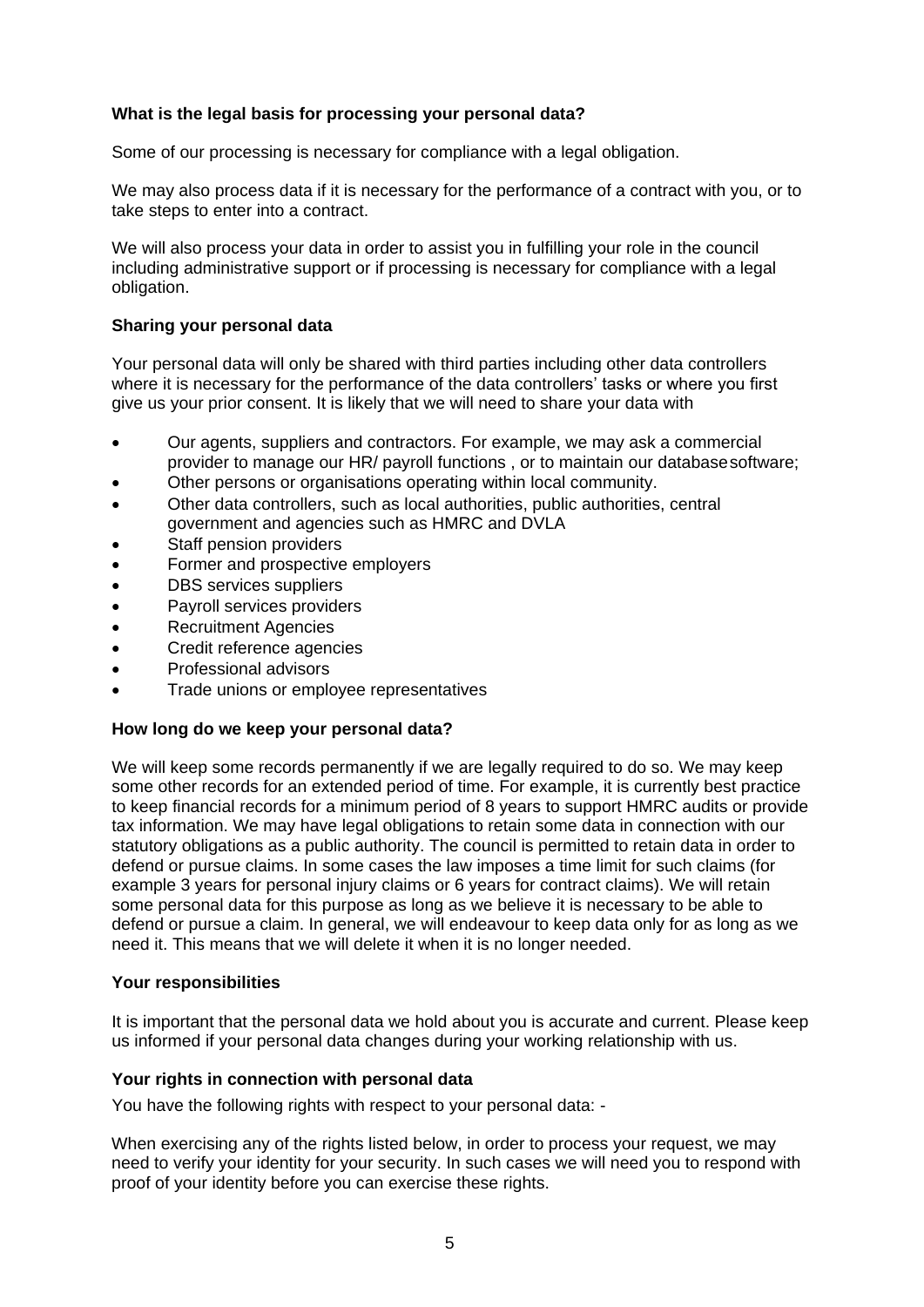**What is the legal basis for processing your personal data?**

Some of our processing is necessary for compliance with a legal obligation.

We may also process data if it is necessary for the performance of a contract with you, or to take steps to enter into a contract.

We will also process your data in order to assist you in fulfilling your role in the council including administrative support or if processing is necessary for compliance with a legal obligation.

**Sharing your personal data**

Your personal data will only be shared with third parties including other data controllers where it is necessary for the performance of the data controllers' tasks or where you first give us your prior consent. It is likely that we will need to share your data with

- Our agents, suppliers and contractors. For example, we may ask a commercial provider to manage our HR/ payroll functions , or to maintain our database software;
- Other persons or organisations operating within local community.
- Other data controllers, such as local authorities, public authorities, central government and agencies such as HMRC and DVLA
- Staff pension providers
- Former and prospective employers
- DBS services suppliers
- Payroll services providers
- Recruitment Agencies
- Credit reference agencies
- Professional advisors
- Trade unions or employee representatives

**How long do we keep your personal data?**

We will keep some records permanently if we are legally required to do so. We may keep some other records for an extended period of time. For example, it is currently best practice to keep financial records for a minimum period of 8 years to support HMRC audits or provide tax information. We may have legal obligations to retain some data in connection with our statutory obligations as a public authority. The council is permitted to retain data in order to defend or pursue claims. In some cases the law imposes a time limit for such claims (for example 3 years for personal injury claims or 6 years for contract claims). We will retain some personal data for this purpose as long as we believe it is necessary to be able to defend or pursue a claim. In general, we will endeavour to keep data only for as long as we need it. This means that we will delete it when it is no longer needed.

**Your responsibilities**

It is important that the personal data we hold about you is accurate and current. Please keep us informed if your personal data changes during your working relationship with us.

**Your rights in connection with personal data**

You have the following rights with respect to your personal data: -

When exercising any of the rights listed below, in order to process your request, we may need to verify your identity for your security. In such cases we will need you to respond with proof of your identity before you can exercise these rights.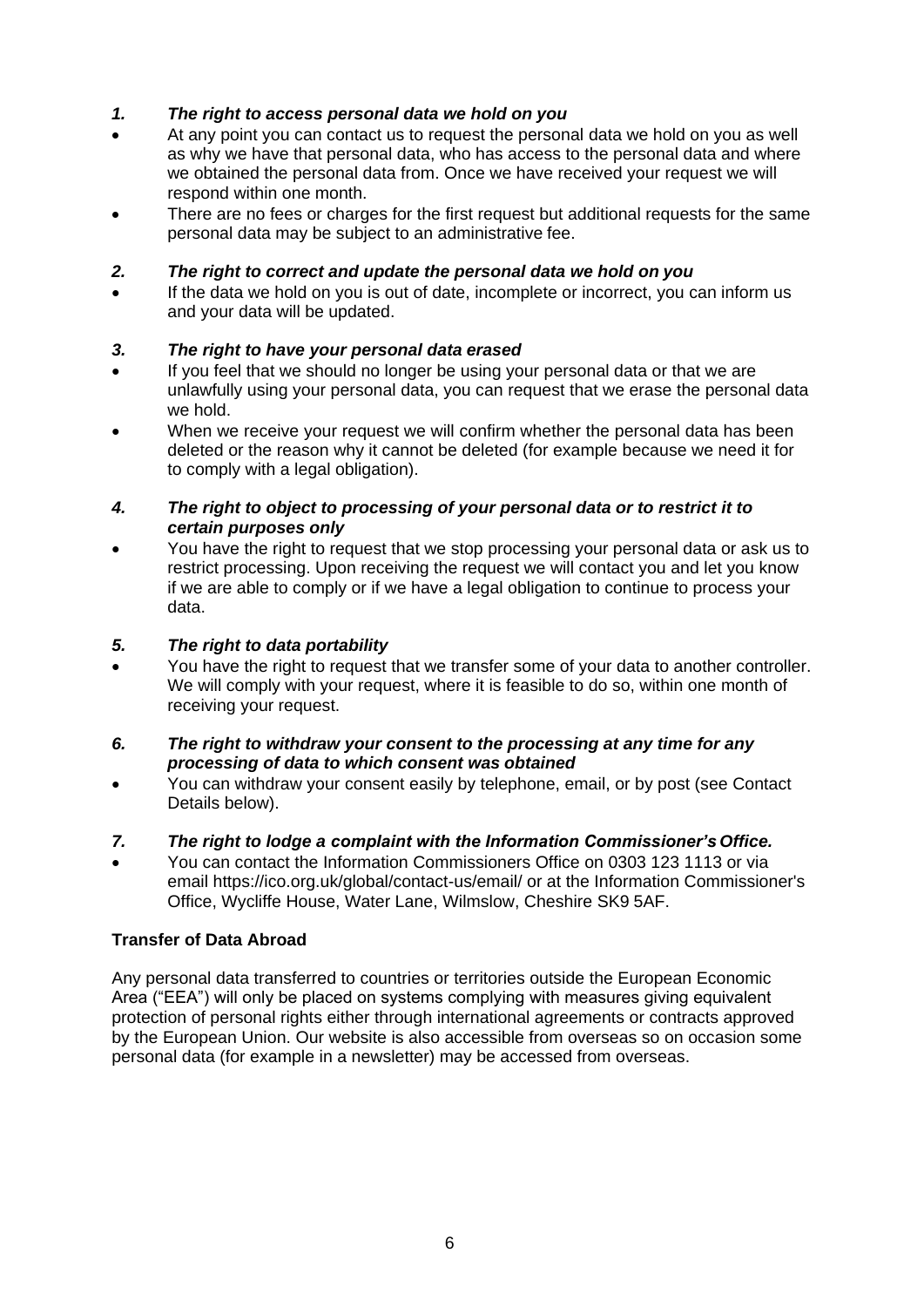### *1. The right to access personal data we hold on you*

- At any point you can contact us to request the personal data we hold on you as well as why we have that personal data, who has access to the personal data and where we obtained the personal data from. Once we have received your request we will respond within one month.
- There are no fees or charges for the first request but additional requests for the same personal data may be subject to an administrative fee.

### *2. The right to correct and update the personal data we hold on you*

- If the data we hold on you is out of date, incomplete or incorrect, you can inform us and your data will be updated.

### *3. The right to have your personal data erased*

- If you feel that we should no longer be using your personal data or that we are unlawfully using your personal data, you can request that we erase the personal data we hold.
- When we receive your request we will confirm whether the personal data has been deleted or the reason why it cannot be deleted (for example because we need it for to comply with a legal obligation).

### *4. The right to object to processing of your personal data or to restrict it to certain purposes only*

- You have the right to request that we stop processing your personal data or ask us to restrict processing. Upon receiving the request we will contact you and let you know if we are able to comply or if we have a legal obligation to continue to process your data.

### *5. The right to data portability*

- You have the right to request that we transfer some of your data to another controller. We will comply with your request, where it is feasible to do so, within one month of receiving your request.

### *6. The right to withdraw your consent to the processing at any time for any processing of data to which consent was obtained*

- You can withdraw your consent easily by telephone, email, or by post (see Contact Details below).

### *7. The right to lodge a complaint with the Information Commissioner's Office.*

- You can contact the Information Commissioners Office on 0303 123 1113 or via email https://ico.org.uk/global/contact-us/email/ or at the Information Commissioner's Office, Wycliffe House, Water Lane, Wilmslow, Cheshire SK9 5AF.

**Transfer of Data Abroad**

Any personal data transferred to countries or territories outside the European Economic Area ("EEA") will only be placed on systems complying with measures giving equivalent protection of personal rights either through international agreements or contracts approved by the European Union. Our website is also accessible from overseas so on occasion some personal data (for example in a newsletter) may be accessed from overseas.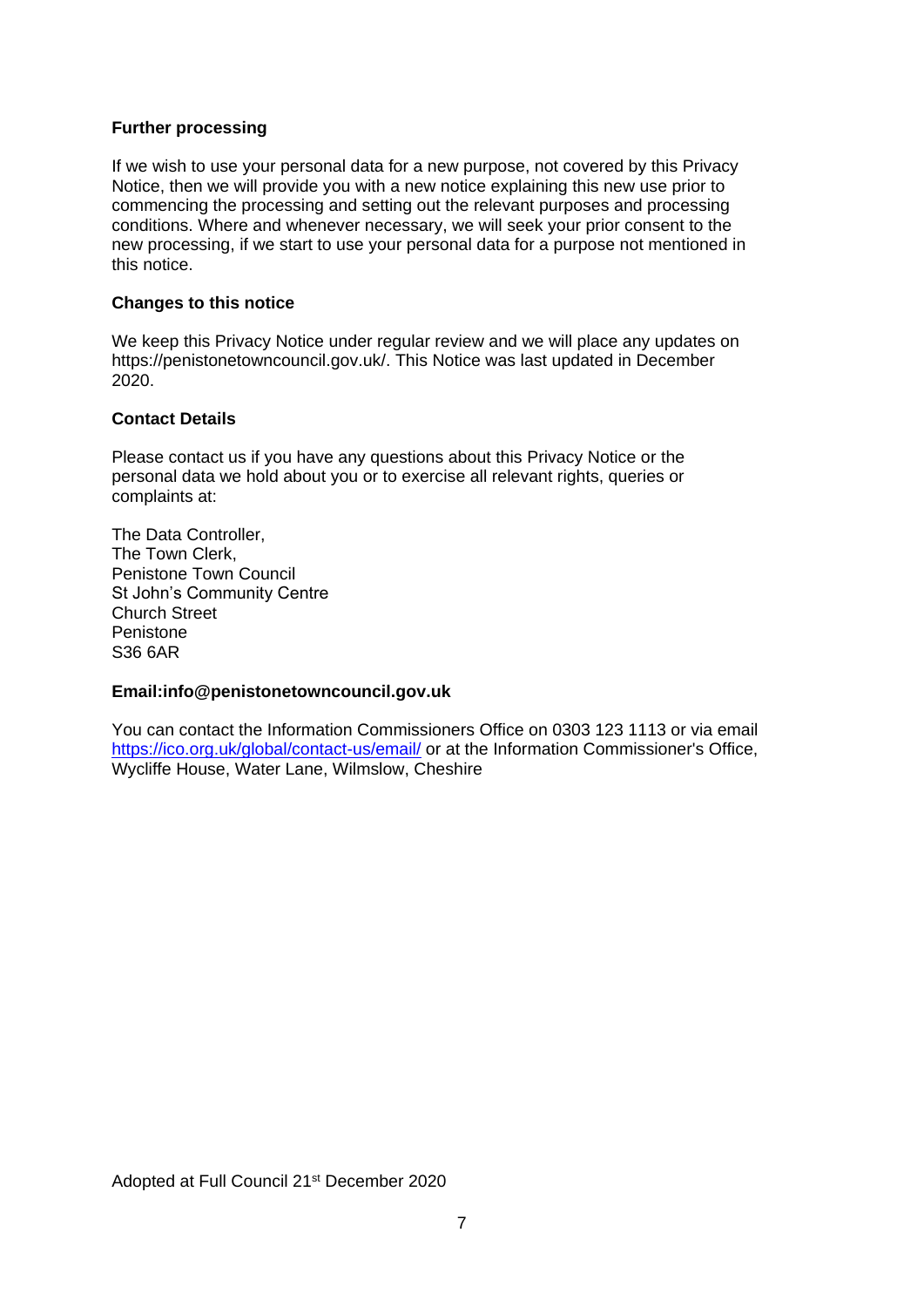**Further processing**

If we wish to use your personal data for a new purpose, not covered by this Privacy Notice, then we will provide you with a new notice explaining this new use prior to commencing the processing and setting out the relevant purposes and processing conditions. Where and whenever necessary, we will seek your prior consent to the new processing, if we start to use your personal data for a purpose not mentioned in this notice.

**Changes to this notice**

We keep this Privacy Notice under regular review and we will place any updates on https://penistonetowncouncil.gov.uk/. This Notice was last updated in December 2020.

**Contact Details**

Please contact us if you have any questions about this Privacy Notice or the personal data we hold about you or to exercise all relevant rights, queries or complaints at:

The Data Controller,
The Town Clerk,
Penistone Town Council
St John's Community Centre
Church Street
Penistone
S36 6AR

**Email:info@penistonetowncouncil.gov.uk**

You can contact the Information Commissioners Office on 0303 123 1113 or via email https://ico.org.uk/global/contact-us/email/ or at the Information Commissioner's Office, Wycliffe House, Water Lane, Wilmslow, Cheshire

Adopted at Full Council 21st December 2020